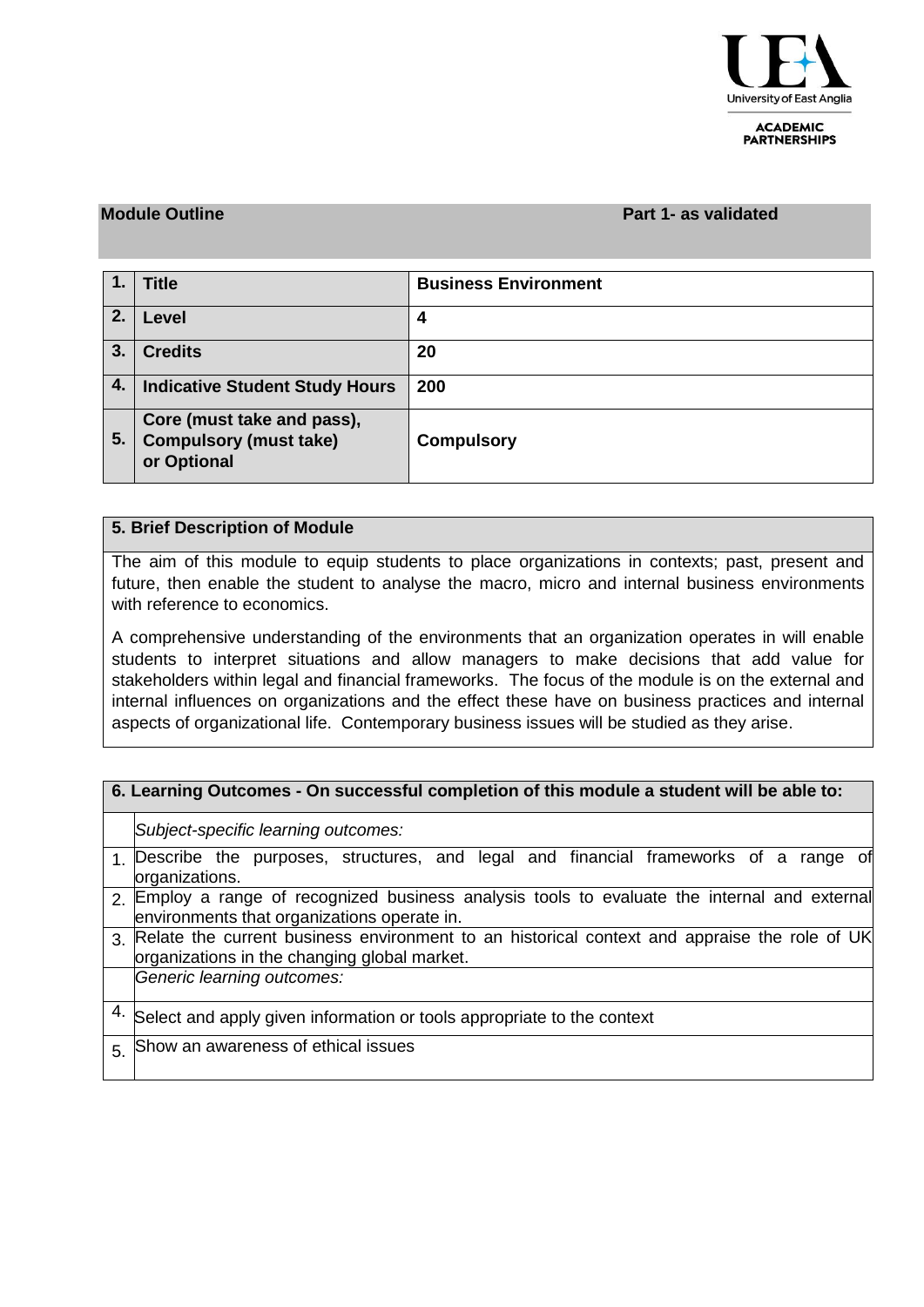**Module Outline** **Part 1- as validated**

| 1. | Title | Business Environment |
|---|---|---|
| 2. | Level | 4 |
| 3. | Credits | 20 |
| 4. | Indicative Student Study Hours | 200 |
| 5. | Core (must take and pass), Compulsory (must take) or Optional | Compulsory |

**5. Brief Description of Module**

The aim of this module to equip students to place organizations in contexts; past, present and future, then enable the student to analyse the macro, micro and internal business environments with reference to economics.

A comprehensive understanding of the environments that an organization operates in will enable students to interpret situations and allow managers to make decisions that add value for stakeholders within legal and financial frameworks. The focus of the module is on the external and internal influences on organizations and the effect these have on business practices and internal aspects of organizational life. Contemporary business issues will be studied as they arise.

**6. Learning Outcomes - On successful completion of this module a student will be able to:**

| | |
|---|---|
| | *Subject-specific learning outcomes:* |
| 1. | Describe the purposes, structures, and legal and financial frameworks of a range of organizations. |
| 2. | Employ a range of recognized business analysis tools to evaluate the internal and external environments that organizations operate in. |
| 3. | Relate the current business environment to an historical context and appraise the role of UK organizations in the changing global market. |
| | *Generic learning outcomes:* |
| 4. | Select and apply given information or tools appropriate to the context |
| 5. | Show an awareness of ethical issues |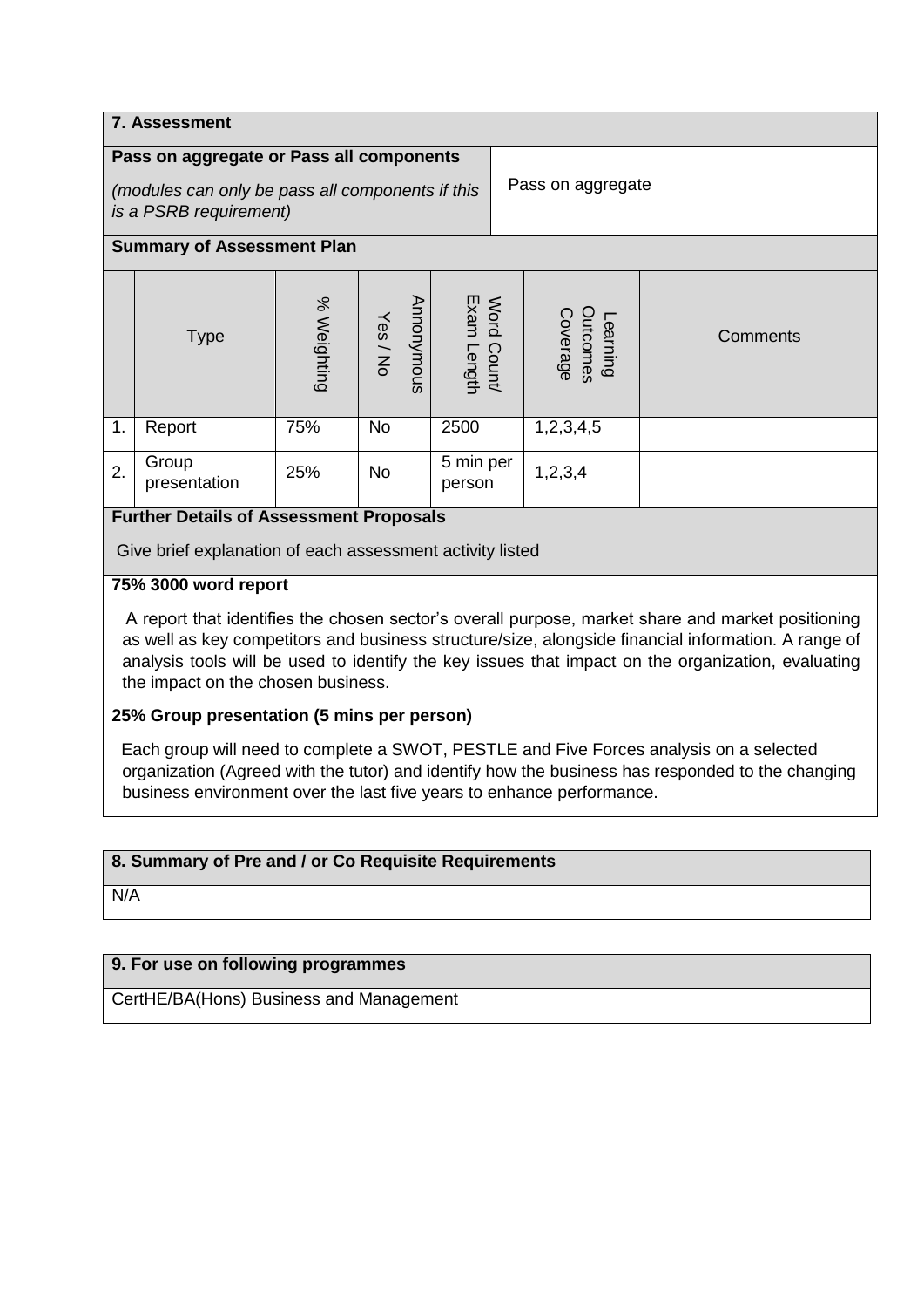## 7. Assessment

| **Pass on aggregate or Pass all components** *(modules can only be pass all components if this is a PSRB requirement)* | Pass on aggregate |
|---|---|

**Summary of Assessment Plan**

| | Type | % Weighting | Annonymous Yes / No | Word Count/ Exam Length | Learning Outcomes Coverage | Comments |
|---|---|---|---|---|---|---|
| 1. | Report | 75% | No | 2500 | 1,2,3,4,5 | |
| 2. | Group presentation | 25% | No | 5 min per person | 1,2,3,4 | |

**Further Details of Assessment Proposals**

Give brief explanation of each assessment activity listed

**75% 3000 word report**

A report that identifies the chosen sector's overall purpose, market share and market positioning as well as key competitors and business structure/size, alongside financial information. A range of analysis tools will be used to identify the key issues that impact on the organization, evaluating the impact on the chosen business.

**25% Group presentation (5 mins per person)**

Each group will need to complete a SWOT, PESTLE and Five Forces analysis on a selected organization (Agreed with the tutor) and identify how the business has responded to the changing business environment over the last five years to enhance performance.

## 8. Summary of Pre and / or Co Requisite Requirements

N/A

## 9. For use on following programmes

CertHE/BA(Hons) Business and Management